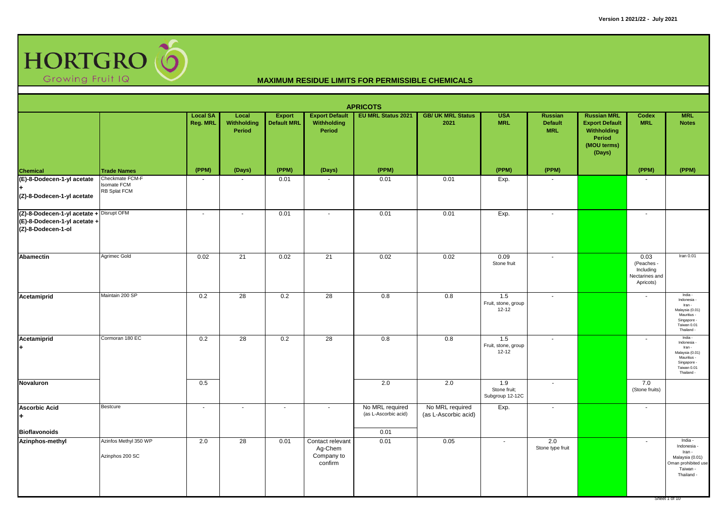Version 1 2021/22 - July 2021

HORTGRO Growing Fruit IQ

## MAXIMUM RESIDUE LIMITS FOR PERMISSIBLE CHEMICALS

### APRICOTS

| Chemical | Trade Names | Local SA Reg. MRL | Local Withholding Period | Export Default MRL | Export Default Withholding Period | EU MRL Status 2021 | GB/ UK MRL Status 2021 | USA MRL | Russian Default MRL | Russian MRL Export Default Withholding Period (MOU terms) (Days) | Codex MRL | MRL Notes |
|---|---|---|---|---|---|---|---|---|---|---|---|---|
| | | (PPM) | (Days) | (PPM) | (Days) | (PPM) | | (PPM) | (PPM) | | (PPM) | (PPM) |
| (E)-8-Dodecen-1-yl acetate + (Z)-8-Dodecen-1-yl acetate | Checkmate FCM-F Isomate FCM RB Splat FCM | - | - | 0.01 | - | 0.01 | 0.01 | Exp. | - | | - | |
| (Z)-8-Dodecen-1-yl acetate + (E)-8-Dodecen-1-yl acetate + (Z)-8-Dodecen-1-ol | Disrupt OFM | - | - | 0.01 | - | 0.01 | 0.01 | Exp. | - | | - | |
| Abamectin | Agrimec Gold | 0.02 | 21 | 0.02 | 21 | 0.02 | 0.02 | 0.09 Stone fruit | - | | 0.03 (Peaches - Including Nectarines and Apricots) | Iran 0.01 |
| Acetamiprid | Maintain 200 SP | 0.2 | 28 | 0.2 | 28 | 0.8 | 0.8 | 1.5 Fruit, stone, group 12-12 | - | | - | India - Indonesia - Iran - Malaysia (0.01) Mauritius - Singapore - Taiwan 0.01 Thailand - |
| Acetamiprid + | Cormoran 180 EC | 0.2 | 28 | 0.2 | 28 | 0.8 | 0.8 | 1.5 Fruit, stone, group 12-12 | - | | - | India - Indonesia - Iran - Malaysia (0.01) Mauritius - Singapore - Taiwan 0.01 Thailand - |
| Novaluron | | 0.5 | | | | 2.0 | 2.0 | 1.9 Stone fruit; Subgroup 12-12C | - | | 7.0 (Stone fruits) | |
| Ascorbic Acid + | Bestcure | - | - | - | - | No MRL required (as L-Ascorbic acid) | No MRL required (as L-Ascorbic acid) | Exp. | - | | - | |
| Bioflavonoids | | | | | | 0.01 | | | | | | |
| Azinphos-methyl | Azinfos Methyl 350 WP Azinphos 200 SC | 2.0 | 28 | 0.01 | Contact relevant Ag-Chem Company to confirm | 0.01 | 0.05 | - | 2.0 Stone type fruit | | - | India - Indonesia - Iran - Malaysia (0.01) Oman prohibited use Taiwan - Thailand - |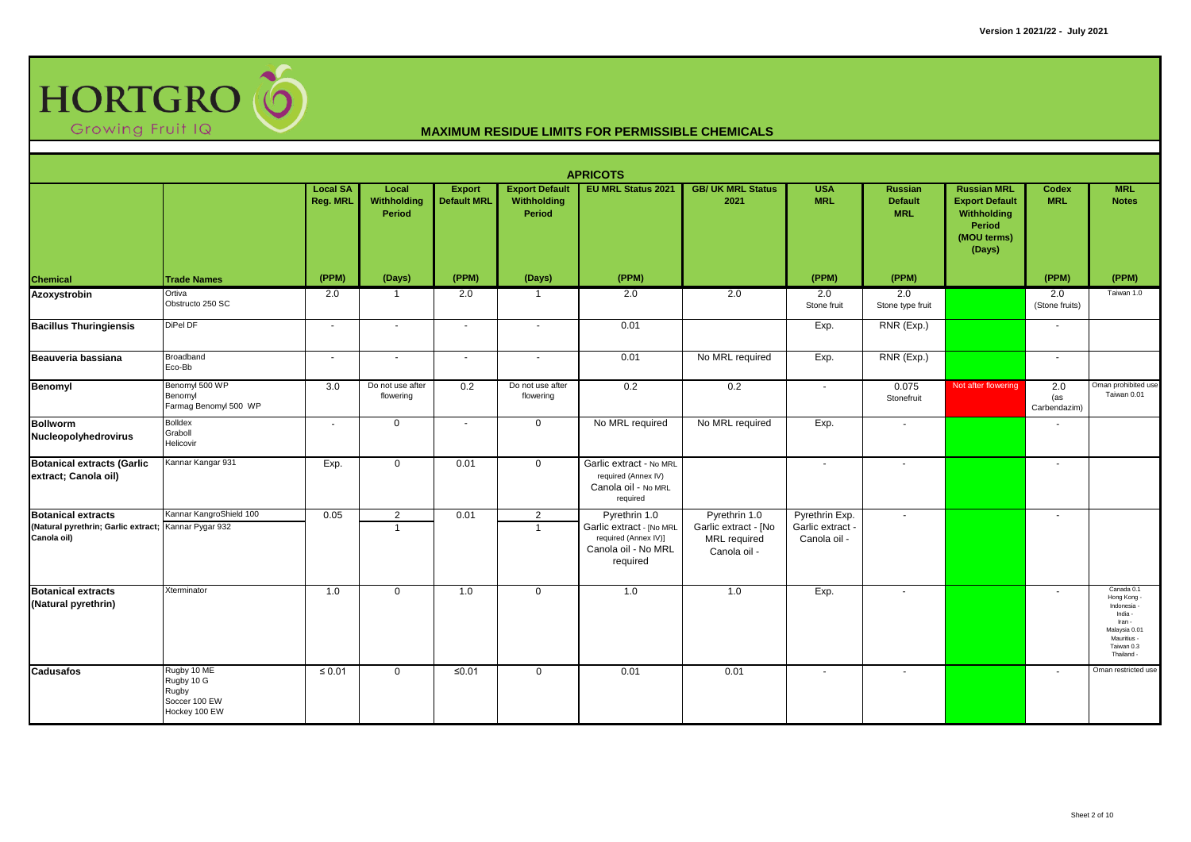# MAXIMUM RESIDUE LIMITS FOR PERMISSIBLE CHEMICALS

## APRICOTS

| Chemical | Trade Names | Local SA Reg. MRL (PPM) | Local Withholding Period (Days) | Export Default MRL (PPM) | Export Default Withholding Period (Days) | EU MRL Status 2021 (PPM) | GB/ UK MRL Status 2021 | USA MRL (PPM) | Russian Default MRL (PPM) | Russian MRL Export Default Withholding Period (MOU terms) (Days) | Codex MRL (PPM) | MRL Notes (PPM) |
|---|---|---|---|---|---|---|---|---|---|---|---|---|
| **Azoxystrobin** | Ortiva<br>Obstructo 250 SC | 2.0 | 1 | 2.0 | 1 | 2.0 | 2.0 | 2.0<br>Stone fruit | 2.0<br>Stone type fruit | | 2.0<br>(Stone fruits) | Taiwan 1.0 |
| **Bacillus Thuringiensis** | DiPel DF | - | - | - | - | 0.01 | | Exp. | RNR (Exp.) | | - | |
| **Beauveria bassiana** | Broadband<br>Eco-Bb | - | - | - | - | 0.01 | No MRL required | Exp. | RNR (Exp.) | | - | |
| **Benomyl** | Benomyl 500 WP<br>Benomyl<br>Farmag Benomyl 500 WP | 3.0 | Do not use after flowering | 0.2 | Do not use after flowering | 0.2 | 0.2 | - | 0.075<br>Stonefruit | Not after flowering | 2.0<br>(as Carbendazim) | Oman prohibited use<br>Taiwan 0.01 |
| **Bollworm Nucleopolyhedrovirus** | Bolldex<br>Graboll<br>Helicovir | - | 0 | - | 0 | No MRL required | No MRL required | Exp. | - | | - | |
| **Botanical extracts (Garlic extract; Canola oil)** | Kannar Kangar 931 | Exp. | 0 | 0.01 | 0 | Garlic extract - No MRL required (Annex IV)<br>Canola oil - No MRL required | | - | - | | - | |
| **Botanical extracts (Natural pyrethrin; Garlic extract; Canola oil)** | Kannar KangroShield 100<br>Kannar Pygar 932 | 0.05 | 2<br>1 | 0.01 | 2<br>1 | Pyrethrin 1.0<br>Garlic extract - [No MRL required (Annex IV)]<br>Canola oil - No MRL required | Pyrethrin 1.0<br>Garlic extract - [No MRL required<br>Canola oil - | Pyrethrin Exp.<br>Garlic extract -<br>Canola oil - | - | | - | |
| **Botanical extracts (Natural pyrethrin)** | Xterminator | 1.0 | 0 | 1.0 | 0 | 1.0 | 1.0 | Exp. | - | | - | Canada 0.1<br>Hong Kong -<br>Indonesia -<br>India -<br>Iran -<br>Malaysia 0.01<br>Mauritius -<br>Taiwan 0.3<br>Thailand - |
| **Cadusafos** | Rugby 10 ME<br>Rugby 10 G<br>Rugby<br>Soccer 100 EW<br>Hockey 100 EW | ≤ 0.01 | 0 | ≤0.01 | 0 | 0.01 | 0.01 | - | - | | - | Oman restricted use |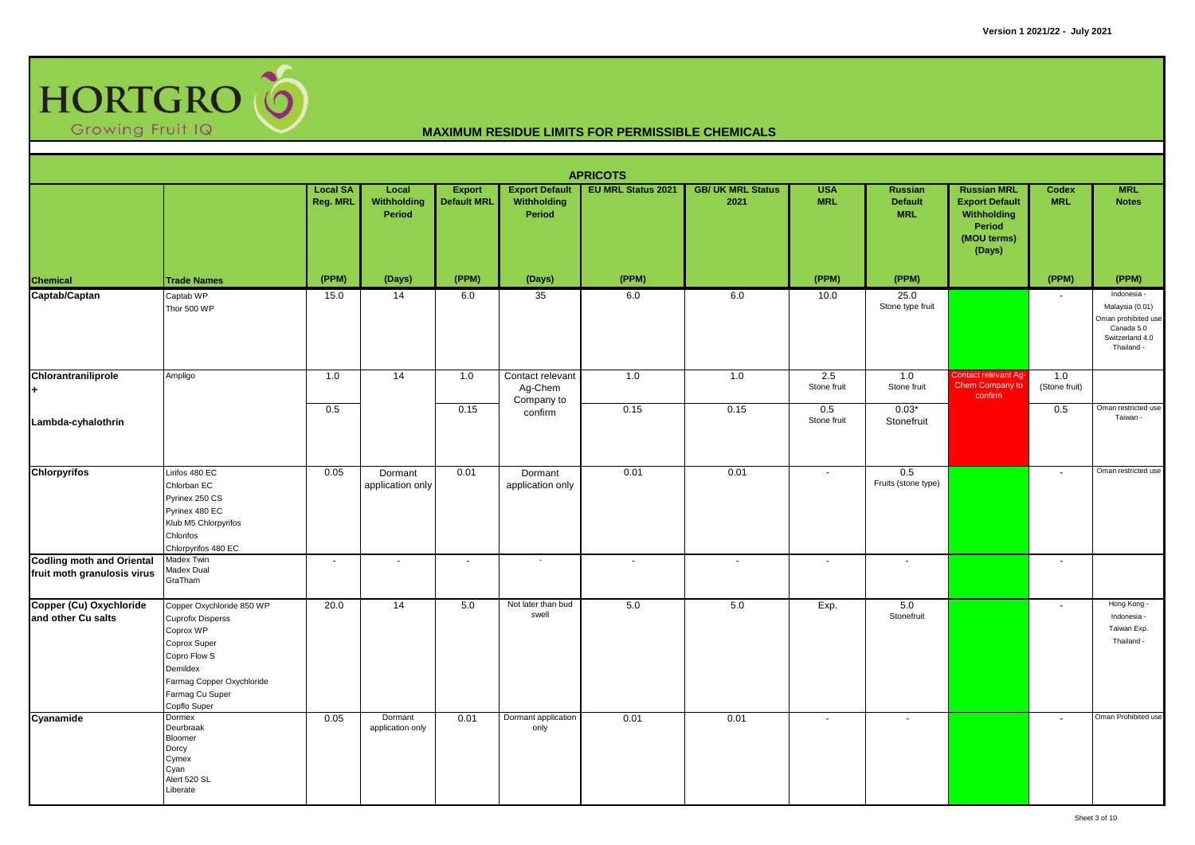**Version 1 2021/22 - July 2021**

HORTGRO
Growing Fruit IQ

## MAXIMUM RESIDUE LIMITS FOR PERMISSIBLE CHEMICALS

### APRICOTS

| Chemical | Trade Names | Local SA Reg. MRL (PPM) | Local Withholding Period (Days) | Export Default MRL (PPM) | Export Default Withholding Period (Days) | EU MRL Status 2021 (PPM) | GB/ UK MRL Status 2021 | USA MRL (PPM) | Russian Default MRL (PPM) | Russian MRL Export Default Withholding Period (MOU terms) (Days) | Codex MRL (PPM) | MRL Notes (PPM) |
|---|---|---|---|---|---|---|---|---|---|---|---|---|
| **Captab/Captan** | Captab WP<br>Thor 500 WP | 15.0 | 14 | 6.0 | 35 | 6.0 | 6.0 | 10.0 | 25.0<br>Stone type fruit | | - | Indonesia -<br>Malaysia (0.01)<br>Oman prohibited use<br>Canada 5.0<br>Switzerland 4.0<br>Thailand - |
| **Chlorantraniliprole** **+** | Ampligo | 1.0 | 14 | 1.0 | Contact relevant Ag-Chem Company to confirm | 1.0 | 1.0 | 2.5<br>Stone fruit | 1.0<br>Stone fruit | Contact relevant Ag-Chem Company to confirm | 1.0<br>(Stone fruit) | |
| **Lambda-cyhalothrin** | | 0.5 | | 0.15 | | 0.15 | 0.15 | 0.5<br>Stone fruit | 0.03*<br>Stonefruit | | 0.5 | Oman restricted use<br>Taiwan - |
| **Chlorpyrifos** | Lirifos 480 EC<br>Chlorban EC<br>Pyrinex 250 CS<br>Pyrinex 480 EC<br>Klub M5 Chlorpyrifos<br>Chlorifos<br>Chlorpyrifos 480 EC | 0.05 | Dormant application only | 0.01 | Dormant application only | 0.01 | 0.01 | - | 0.5<br>Fruits (stone type) | | - | Oman restricted use |
| **Codling moth and Oriental fruit moth granulosis virus** | Madex Twin<br>Madex Dual<br>GraTham | - | - | - | - | - | - | - | - | | - | |
| **Copper (Cu) Oxychloride and other Cu salts** | Copper Oxychloride 850 WP<br>Cuprofix Disperss<br>Coprox WP<br>Coprox Super<br>Copro Flow S<br>Demildex<br>Farmag Copper Oxychloride<br>Farmag Cu Super<br>Copflo Super | 20.0 | 14 | 5.0 | Not later than bud swell | 5.0 | 5.0 | Exp. | 5.0<br>Stonefruit | | - | Hong Kong -<br>Indonesia -<br>Taiwan Exp.<br>Thailand - |
| **Cyanamide** | Dormex<br>Deurbraak<br>Bloomer<br>Dorcy<br>Cymex<br>Cyan<br>Alert 520 SL<br>Liberate | 0.05 | Dormant application only | 0.01 | Dormant application only | 0.01 | 0.01 | - | - | | - | Oman Prohibited use |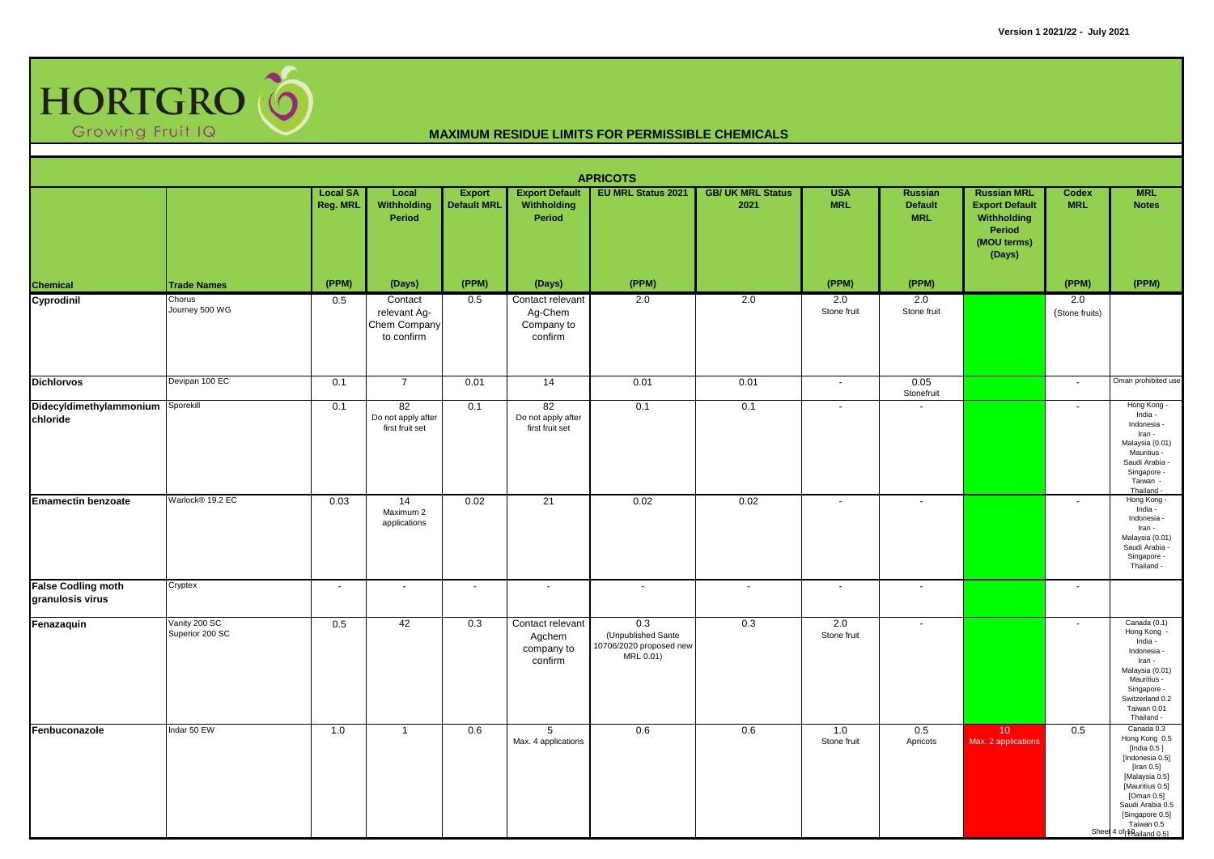Version 1 2021/22 - July 2021

HORTGRO
Growing Fruit IQ

**MAXIMUM RESIDUE LIMITS FOR PERMISSIBLE CHEMICALS**

**APRICOTS**

| Chemical | Trade Names | Local SA Reg. MRL (PPM) | Local Withholding Period (Days) | Export Default MRL (PPM) | Export Default Withholding Period (Days) | EU MRL Status 2021 (PPM) | GB/ UK MRL Status 2021 | USA MRL (PPM) | Russian Default MRL (PPM) | Russian MRL Export Default Withholding Period (MOU terms) (Days) | Codex MRL (PPM) | MRL Notes (PPM) |
|---|---|---|---|---|---|---|---|---|---|---|---|---|
| **Cyprodinil** | Chorus<br>Journey 500 WG | 0.5 | Contact relevant Ag-Chem Company to confirm | 0.5 | Contact relevant Ag-Chem Company to confirm | 2.0 | 2.0 | 2.0 Stone fruit | 2.0 Stone fruit | | 2.0 (Stone fruits) | |
| **Dichlorvos** | Devipan 100 EC | 0.1 | 7 | 0.01 | 14 | 0.01 | 0.01 | - | 0.05 Stonefruit | | - | Oman prohibited use |
| **Didecyldimethylammonium chloride** | Sporekill | 0.1 | 82 Do not apply after first fruit set | 0.1 | 82 Do not apply after first fruit set | 0.1 | 0.1 | - | - | | - | Hong Kong -<br>India -<br>Indonesia -<br>Iran -<br>Malaysia (0.01)<br>Mauritius -<br>Saudi Arabia -<br>Singapore -<br>Taiwan -<br>Thailand - |
| **Emamectin benzoate** | Warlock® 19.2 EC | 0.03 | 14 Maximum 2 applications | 0.02 | 21 | 0.02 | 0.02 | - | - | | - | Hong Kong -<br>India -<br>Indonesia -<br>Iran -<br>Malaysia (0.01)<br>Saudi Arabia -<br>Singapore -<br>Thailand - |
| **False Codling moth granulosis virus** | Cryptex | - | - | - | - | - | - | - | - | | - | |
| **Fenazaquin** | Vanity 200 SC<br>Superior 200 SC | 0.5 | 42 | 0.3 | Contact relevant Agchem company to confirm | 0.3 (Unpublished Sante 10706/2020 proposed new MRL 0.01) | 0.3 | 2.0 Stone fruit | - | | - | Canada (0.1)<br>Hong Kong -<br>India -<br>Indonesia -<br>Iran -<br>Malaysia (0.01)<br>Mauritius -<br>Singapore -<br>Switzerland 0.2<br>Taiwan 0.01<br>Thailand - |
| **Fenbuconazole** | Indar 50 EW | 1.0 | 1 | 0.6 | 5 Max. 4 applications | 0.6 | 0.6 | 1.0 Stone fruit | 0.5 Apricots | 10 Max. 2 applications | 0.5 | Canada 0.3<br>Hong Kong 0.5<br>[India 0.5 ]<br>[Indonesia 0.5]<br>[Iran 0.5]<br>[Malaysia 0.5]<br>[Mauritius 0.5]<br>[Oman 0.5]<br>Saudi Arabia 0.5<br>[Singapore 0.5]<br>Taiwan 0.5<br>[Thailand 0.5] |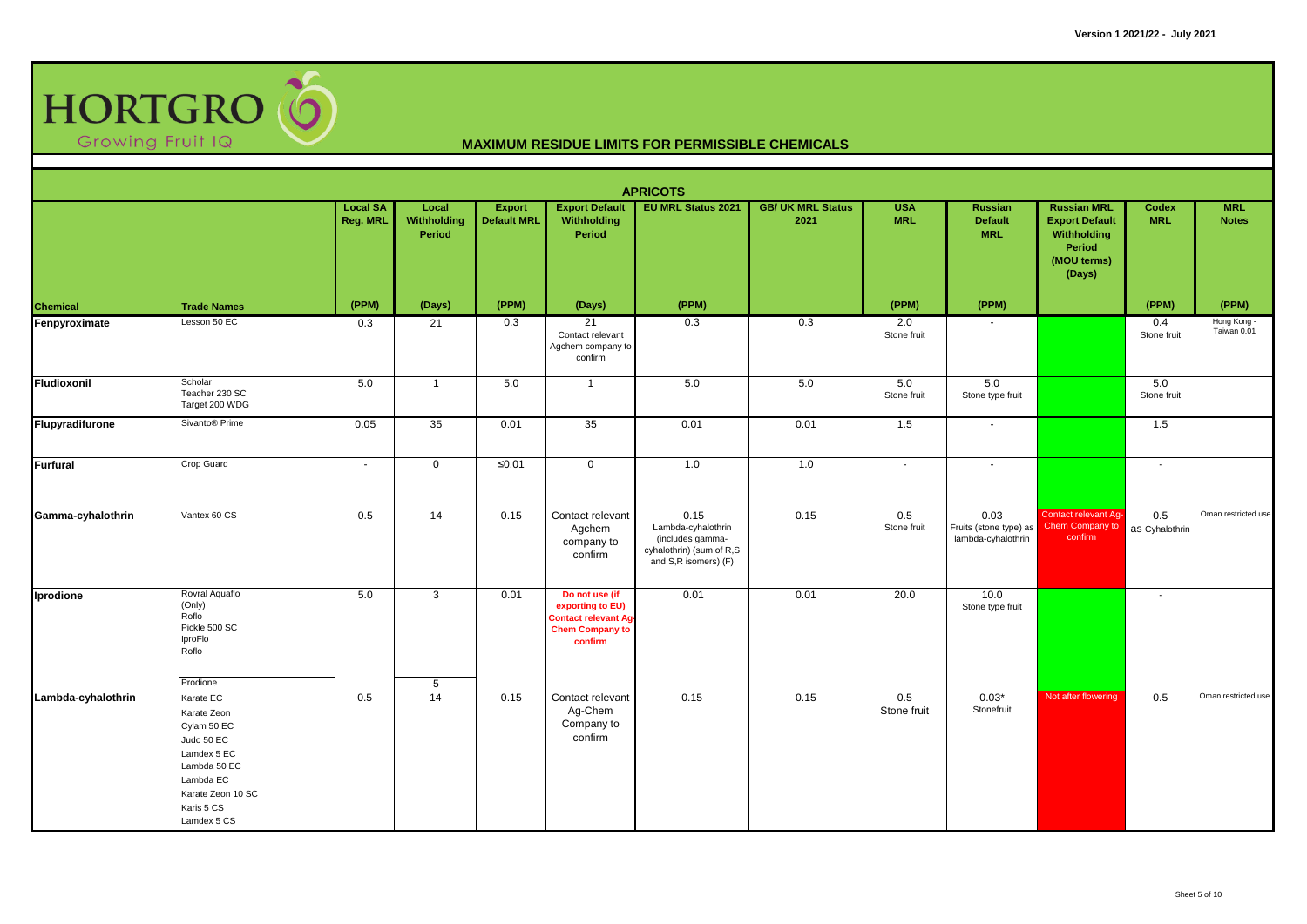# HORTGRO Growing Fruit IQ

## MAXIMUM RESIDUE LIMITS FOR PERMISSIBLE CHEMICALS

### APRICOTS

| Chemical | Trade Names | Local SA Reg. MRL | Local Withholding Period | Export Default MRL | Export Default Withholding Period | EU MRL Status 2021 | GB/ UK MRL Status 2021 | USA MRL | Russian Default MRL | Russian MRL Export Default Withholding Period (MOU terms) (Days) | Codex MRL | MRL Notes |
|---|---|---|---|---|---|---|---|---|---|---|---|---|
| | | (PPM) | (Days) | (PPM) | (Days) | (PPM) | | (PPM) | (PPM) | | (PPM) | (PPM) |
| **Fenpyroximate** | Lesson 50 EC | 0.3 | 21 | 0.3 | 21 Contact relevant Agchem company to confirm | 0.3 | 0.3 | 2.0 Stone fruit | - | | 0.4 Stone fruit | Hong Kong - Taiwan 0.01 |
| **Fludioxonil** | Scholar<br>Teacher 230 SC<br>Target 200 WDG | 5.0 | 1 | 5.0 | 1 | 5.0 | 5.0 | 5.0 Stone fruit | 5.0 Stone type fruit | | 5.0 Stone fruit | |
| **Flupyradifurone** | Sivanto® Prime | 0.05 | 35 | 0.01 | 35 | 0.01 | 0.01 | 1.5 | - | | 1.5 | |
| **Furfural** | Crop Guard | - | 0 | ≤0.01 | 0 | 1.0 | 1.0 | - | - | | - | |
| **Gamma-cyhalothrin** | Vantex 60 CS | 0.5 | 14 | 0.15 | Contact relevant Agchem company to confirm | 0.15 Lambda-cyhalothrin (includes gamma-cyhalothrin) (sum of R,S and S,R isomers) (F) | 0.15 | 0.5 Stone fruit | 0.03 Fruits (stone type) as lambda-cyhalothrin | Contact relevant Ag-Chem Company to confirm | 0.5 as Cyhalothrin | Oman restricted use |
| **Iprodione** | Rovral Aquaflo (Only)<br>Roflo<br>Pickle 500 SC<br>IproFlo<br>Roflo | 5.0 | 3 | 0.01 | Do not use (if exporting to EU) Contact relevant Ag-Chem Company to confirm | 0.01 | 0.01 | 20.0 | 10.0 Stone type fruit | | - | |
| | Prodione | | 5 | | | | | | | | | |
| **Lambda-cyhalothrin** | Karate EC<br>Karate Zeon<br>Cylam 50 EC<br>Judo 50 EC<br>Lamdex 5 EC<br>Lambda 50 EC<br>Lambda EC<br>Karate Zeon 10 SC<br>Karis 5 CS<br>Lamdex 5 CS | 0.5 | 14 | 0.15 | Contact relevant Ag-Chem Company to confirm | 0.15 | 0.15 | 0.5 Stone fruit | 0.03* Stonefruit | Not after flowering | 0.5 | Oman restricted use |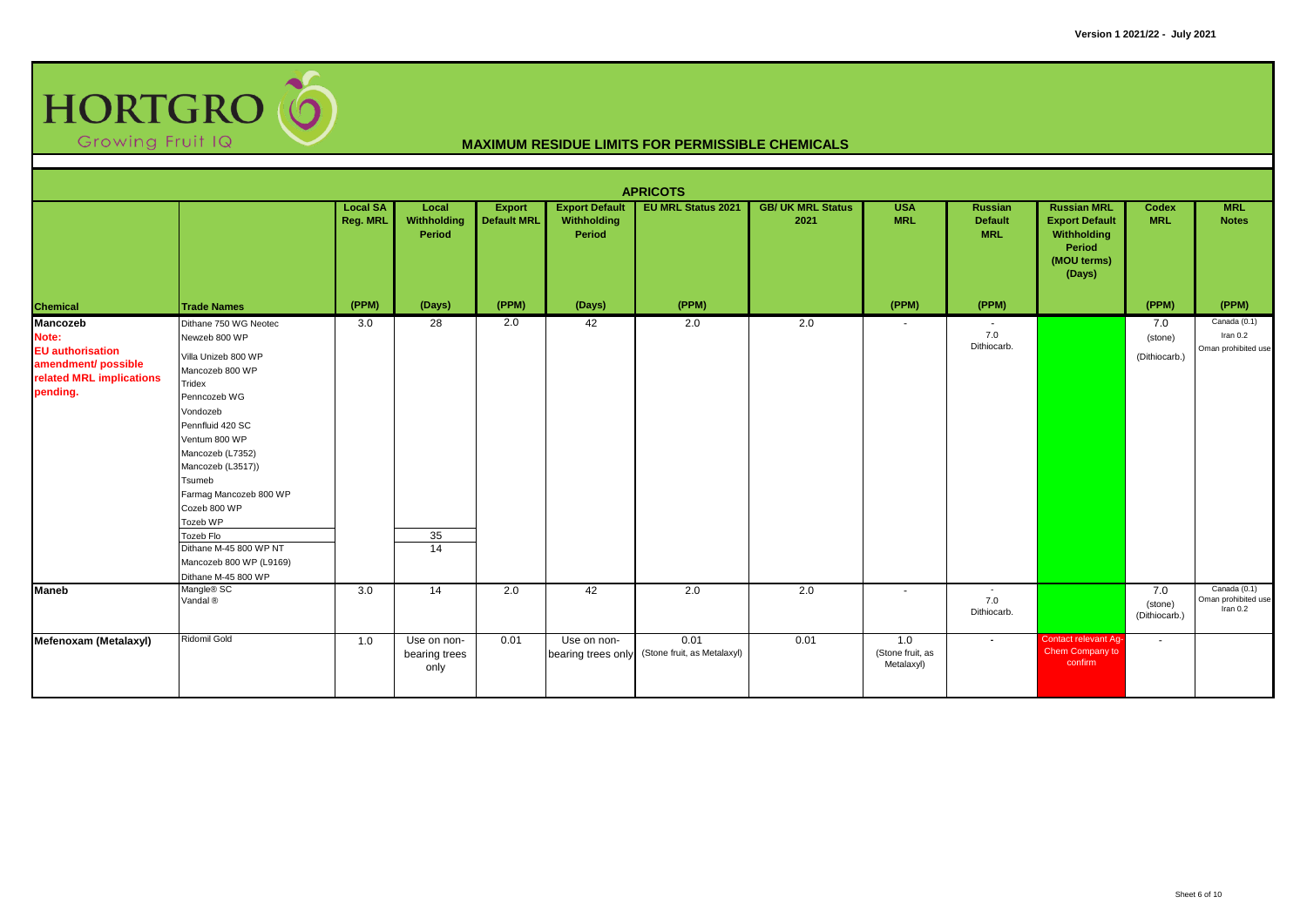Version 1 2021/22 - July 2021

# HORTGRO Growing Fruit IQ

## MAXIMUM RESIDUE LIMITS FOR PERMISSIBLE CHEMICALS

### APRICOTS

| Chemical | Trade Names | Local SA Reg. MRL (PPM) | Local Withholding Period (Days) | Export Default MRL (PPM) | Export Default Withholding Period (Days) | EU MRL Status 2021 (PPM) | GB/ UK MRL Status 2021 | USA MRL (PPM) | Russian Default MRL (PPM) | Russian MRL Export Default Withholding Period (MOU terms) (Days) | Codex MRL (PPM) | MRL Notes (PPM) |
|---|---|---|---|---|---|---|---|---|---|---|---|---|
| **Mancozeb** Note: EU authorisation amendment/ possible related MRL implications pending. | Dithane 750 WG Neotec<br>Newzeb 800 WP<br>Villa Unizeb 800 WP<br>Mancozeb 800 WP<br>Tridex<br>Penncozeb WG<br>Vondozeb<br>Pennfluid 420 SC<br>Ventum 800 WP<br>Mancozeb (L7352)<br>Mancozeb (L3517))<br>Tsumeb<br>Farmag Mancozeb 800 WP<br>Cozeb 800 WP<br>Tozeb WP | 3.0 | 28 | 2.0 | 42 | 2.0 | 2.0 | - | - 7.0 Dithiocarb. | | 7.0 (stone) (Dithiocarb.) | Canada (0.1) Iran 0.2 Oman prohibited use |
| | Tozeb Flo | | 35 | | | | | | | | | |
| | Dithane M-45 800 WP NT<br>Mancozeb 800 WP (L9169)<br>Dithane M-45 800 WP | | 14 | | | | | | | | | |
| **Maneb** | Mangle® SC<br>Vandal ® | 3.0 | 14 | 2.0 | 42 | 2.0 | 2.0 | - | - 7.0 Dithiocarb. | | 7.0 (stone) (Dithiocarb.) | Canada (0.1) Oman prohibited use Iran 0.2 |
| **Mefenoxam (Metalaxyl)** | Ridomil Gold | 1.0 | Use on non-bearing trees only | 0.01 | Use on non-bearing trees only | 0.01 (Stone fruit, as Metalaxyl) | 0.01 | 1.0 (Stone fruit, as Metalaxyl) | - | Contact relevant Ag-Chem Company to confirm | - | |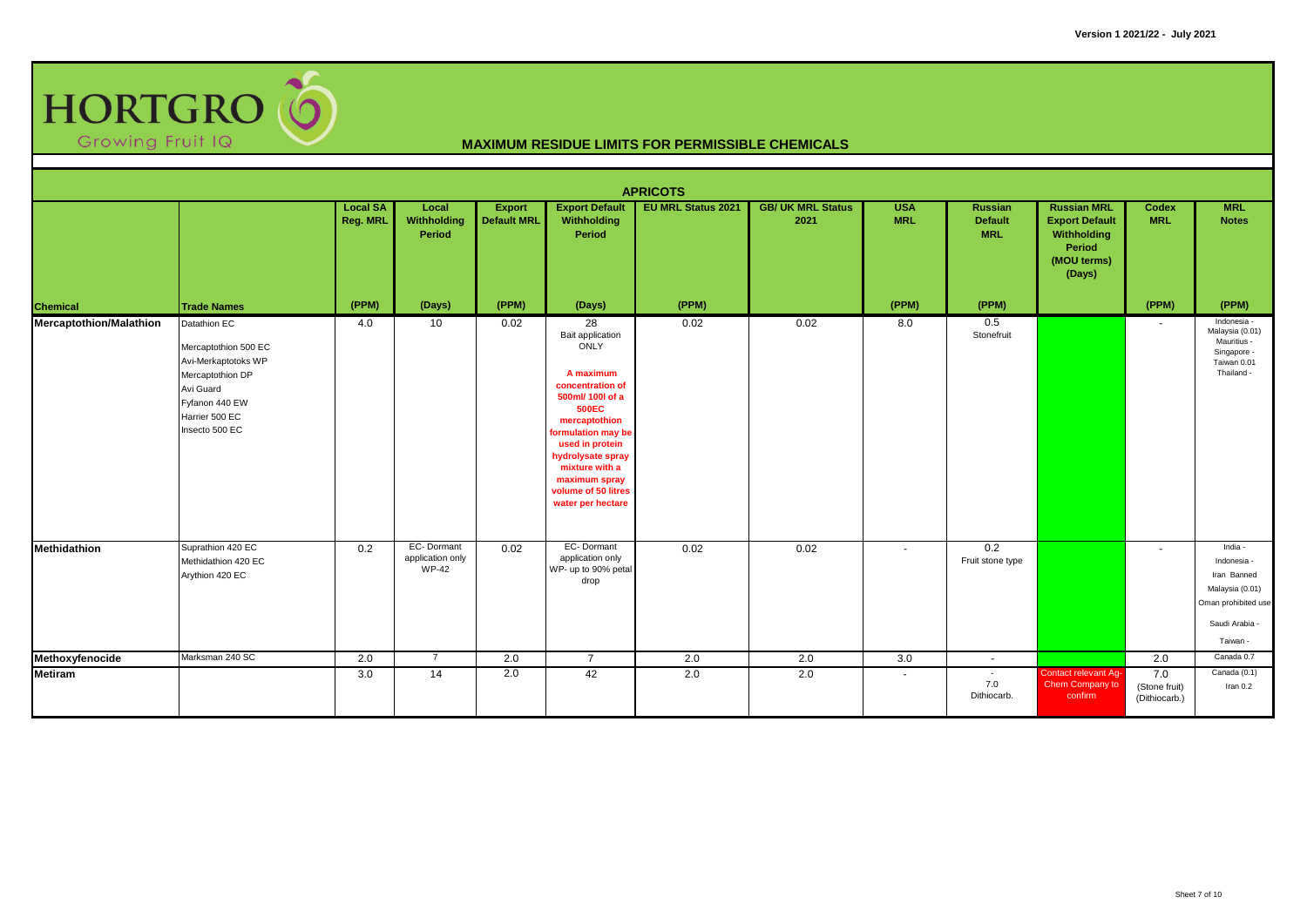# HORTGRO Growing Fruit IQ

Version 1 2021/22 - July 2021

## MAXIMUM RESIDUE LIMITS FOR PERMISSIBLE CHEMICALS

### APRICOTS

| Chemical | Trade Names | Local SA Reg. MRL | Local Withholding Period | Export Default MRL | Export Default Withholding Period | EU MRL Status 2021 | GB/ UK MRL Status 2021 | USA MRL | Russian Default MRL | Russian MRL Export Default Withholding Period (MOU terms) (Days) | Codex MRL | MRL Notes |
|---|---|---|---|---|---|---|---|---|---|---|---|---|
| | | (PPM) | (Days) | (PPM) | (Days) | (PPM) | | (PPM) | (PPM) | | (PPM) | (PPM) |
| **Mercaptothion/Malathion** | Datathion EC<br>Mercaptothion 500 EC<br>Avi-Merkaptotoks WP<br>Mercaptothion DP<br>Avi Guard<br>Fyfanon 440 EW<br>Harrier 500 EC<br>Insecto 500 EC | 4.0 | 10 | 0.02 | 28<br>Bait application ONLY<br>**A maximum concentration of 500ml/ 100l of a 500EC mercaptothion formulation may be used in protein hydrolysate spray mixture with a maximum spray volume of 50 litres water per hectare** | 0.02 | 0.02 | 8.0 | 0.5<br>Stonefruit | | - | Indonesia -<br>Malaysia (0.01)<br>Mauritius -<br>Singapore -<br>Taiwan 0.01<br>Thailand - |
| **Methidathion** | Suprathion 420 EC<br>Methidathion 420 EC<br>Arythion 420 EC | 0.2 | EC- Dormant application only<br>WP-42 | 0.02 | EC- Dormant application only<br>WP- up to 90% petal drop | 0.02 | 0.02 | - | 0.2<br>Fruit stone type | | - | India -<br>Indonesia -<br>Iran Banned<br>Malaysia (0.01)<br>Oman prohibited use<br>Saudi Arabia -<br>Taiwan - |
| **Methoxyfenocide** | Marksman 240 SC | 2.0 | 7 | 2.0 | 7 | 2.0 | 2.0 | 3.0 | - | | 2.0 | Canada 0.7 |
| **Metiram** | | 3.0 | 14 | 2.0 | 42 | 2.0 | 2.0 | - | -<br>7.0<br>Dithiocarb. | Contact relevant Ag-Chem Company to confirm | 7.0<br>(Stone fruit)<br>(Dithiocarb.) | Canada (0.1)<br>Iran 0.2 |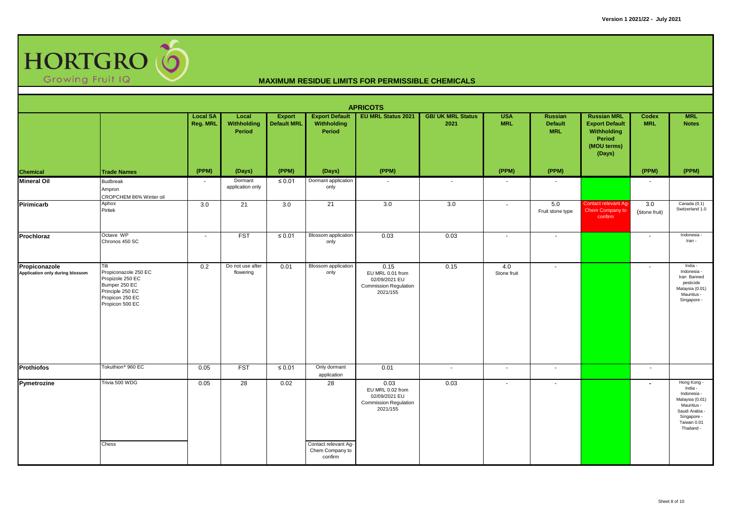# HORTGRO Growing Fruit IQ

## MAXIMUM RESIDUE LIMITS FOR PERMISSIBLE CHEMICALS

### APRICOTS

| Chemical | Trade Names | Local SA Reg. MRL (PPM) | Local Withholding Period (Days) | Export Default MRL (PPM) | Export Default Withholding Period (Days) | EU MRL Status 2021 (PPM) | GB/ UK MRL Status 2021 | USA MRL (PPM) | Russian Default MRL (PPM) | Russian MRL Export Default Withholding Period (MOU terms) (Days) | Codex MRL (PPM) | MRL Notes (PPM) |
|---|---|---|---|---|---|---|---|---|---|---|---|---|
| **Mineral Oil** | Budbreak<br>Ampron<br>CROPCHEM 86% Winter oil | - | Dormant application only | ≤ 0.01 | Dormant application only | - | - | - | - | | - | |
| **Pirimicarb** | Aphox<br>Piritek | 3.0 | 21 | 3.0 | 21 | 3.0 | 3.0 | - | 5.0 Fruit stone type | Contact relevant Ag-Chem Company to confirm | 3.0 (Stone fruit) | Canada (0.1)<br>Switzerland 1.0 |
| **Prochloraz** | Octave WP<br>Chronos 450 SC | - | FST | ≤ 0.01 | Blossom application only | 0.03 | 0.03 | - | - | | - | Indonesia -<br>Iran - |
| **Propiconazole** Application only during blossom | Tilt<br>Propiconazole 250 EC<br>Propizole 250 EC<br>Bumper 250 EC<br>Principle 250 EC<br>Propicon 250 EC<br>Propicon 500 EC | 0.2 | Do not use after flowering | 0.01 | Blossom application only | 0.15<br>EU MRL 0.01 from 02/09/2021 EU Commission Regulation 2021/155 | 0.15 | 4.0 Stone fruit | - | | - | India -<br>Indonesia -<br>Iran Banned pesticide<br>Malaysia (0.01)<br>Mauritius -<br>Singapore - |
| **Prothiofos** | Tokuthion® 960 EC | 0.05 | FST | ≤ 0.01 | Only dormant application | 0.01 | - | - | - | | - | |
| **Pymetrozine** | Trivia 500 WDG<br><br>Chess | 0.05 | 28 | 0.02 | 28<br><br>Contact relevant Ag-Chem Company to confirm | 0.03<br>EU MRL 0.02 from 02/09/2021 EU Commission Regulation 2021/155 | 0.03 | - | - | | - | Hong Kong -<br>India -<br>Indonesia -<br>Malaysia (0.01)<br>Mauritius -<br>Saudi Arabia -<br>Singapore -<br>Taiwan 0.01<br>Thailand - |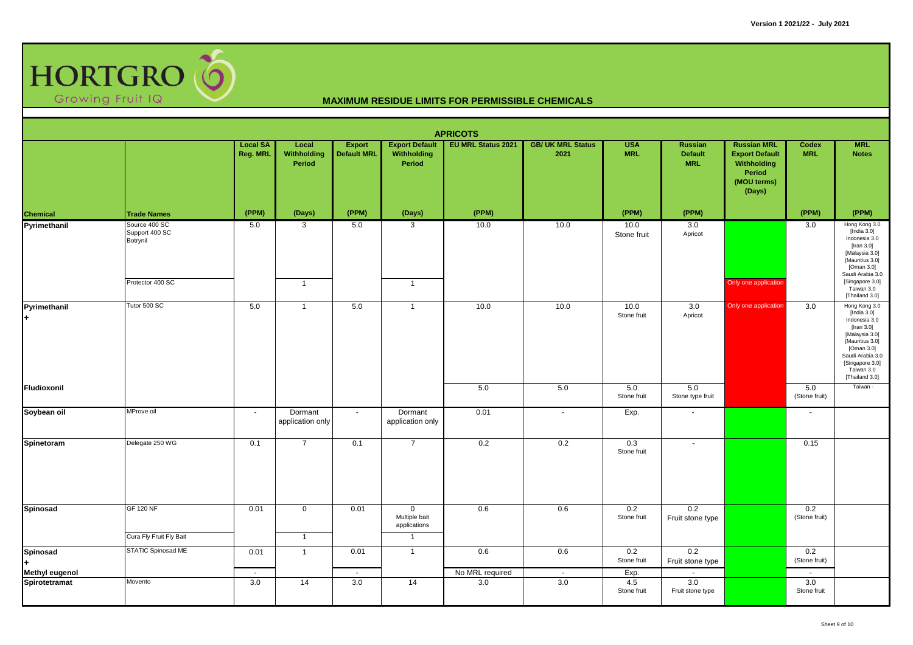# HORTGRO Growing Fruit IQ

## MAXIMUM RESIDUE LIMITS FOR PERMISSIBLE CHEMICALS

Version 1 2021/22 - July 2021

### APRICOTS

| Chemical | Trade Names | Local SA Reg. MRL | Local Withholding Period | Export Default MRL | Export Default Withholding Period | EU MRL Status 2021 | GB/ UK MRL Status 2021 | USA MRL | Russian Default MRL | Russian MRL Export Default Withholding Period (MOU terms) (Days) | Codex MRL | MRL Notes |
|---|---|---|---|---|---|---|---|---|---|---|---|---|
| | | (PPM) | (Days) | (PPM) | (Days) | (PPM) | | (PPM) | (PPM) | | (PPM) | (PPM) |
| Pyrimethanil | Source 400 SC<br>Support 400 SC<br>Botrynil | 5.0 | 3 | 5.0 | 3 | 10.0 | 10.0 | 10.0<br>Stone fruit | 3.0<br>Apricot | | 3.0 | Hong Kong 3.0<br>[India 3.0]<br>Indonesia 3.0<br>[Iran 3.0]<br>[Malaysia 3.0]<br>[Mauritius 3.0]<br>[Oman 3.0]<br>Saudi Arabia 3.0<br>[Singapore 3.0]<br>Taiwan 3.0<br>[Thailand 3.0] |
| | Protector 400 SC | | 1 | | 1 | | | | | Only one application | | |
| Pyrimethanil<br>+ | Tutor 500 SC | 5.0 | 1 | 5.0 | 1 | 10.0 | 10.0 | 10.0<br>Stone fruit | 3.0<br>Apricot | Only one application | 3.0 | Hong Kong 3.0<br>[India 3.0]<br>Indonesia 3.0<br>[Iran 3.0]<br>[Malaysia 3.0]<br>[Mauritius 3.0]<br>[Oman 3.0]<br>Saudi Arabia 3.0<br>[Singapore 3.0]<br>Taiwan 3.0<br>[Thailand 3.0] |
| Fludioxonil | | | | | | 5.0 | 5.0 | 5.0<br>Stone fruit | 5.0<br>Stone type fruit | | 5.0<br>(Stone fruit) | Taiwan - |
| Soybean oil | MProve oil | - | Dormant application only | - | Dormant application only | 0.01 | - | Exp. | - | | - | |
| Spinetoram | Delegate 250 WG | 0.1 | 7 | 0.1 | 7 | 0.2 | 0.2 | 0.3<br>Stone fruit | - | | 0.15 | |
| Spinosad | GF 120 NF | 0.01 | 0 | 0.01 | 0<br>Multiple bait applications | 0.6 | 0.6 | 0.2<br>Stone fruit | 0.2<br>Fruit stone type | | 0.2<br>(Stone fruit) | |
| | Cura Fly Fruit Fly Bait | | 1 | | 1 | | | | | | | |
| Spinosad<br>+ | STATIC Spinosad ME | 0.01 | 1 | 0.01 | 1 | 0.6 | 0.6 | 0.2<br>Stone fruit | 0.2<br>Fruit stone type | | 0.2<br>(Stone fruit) | |
| Methyl eugenol | | - | | - | | No MRL required | - | Exp. | - | | - | |
| Spirotetramat | Movento | 3.0 | 14 | 3.0 | 14 | 3.0 | 3.0 | 4.5<br>Stone fruit | 3.0<br>Fruit stone type | | 3.0<br>Stone fruit | |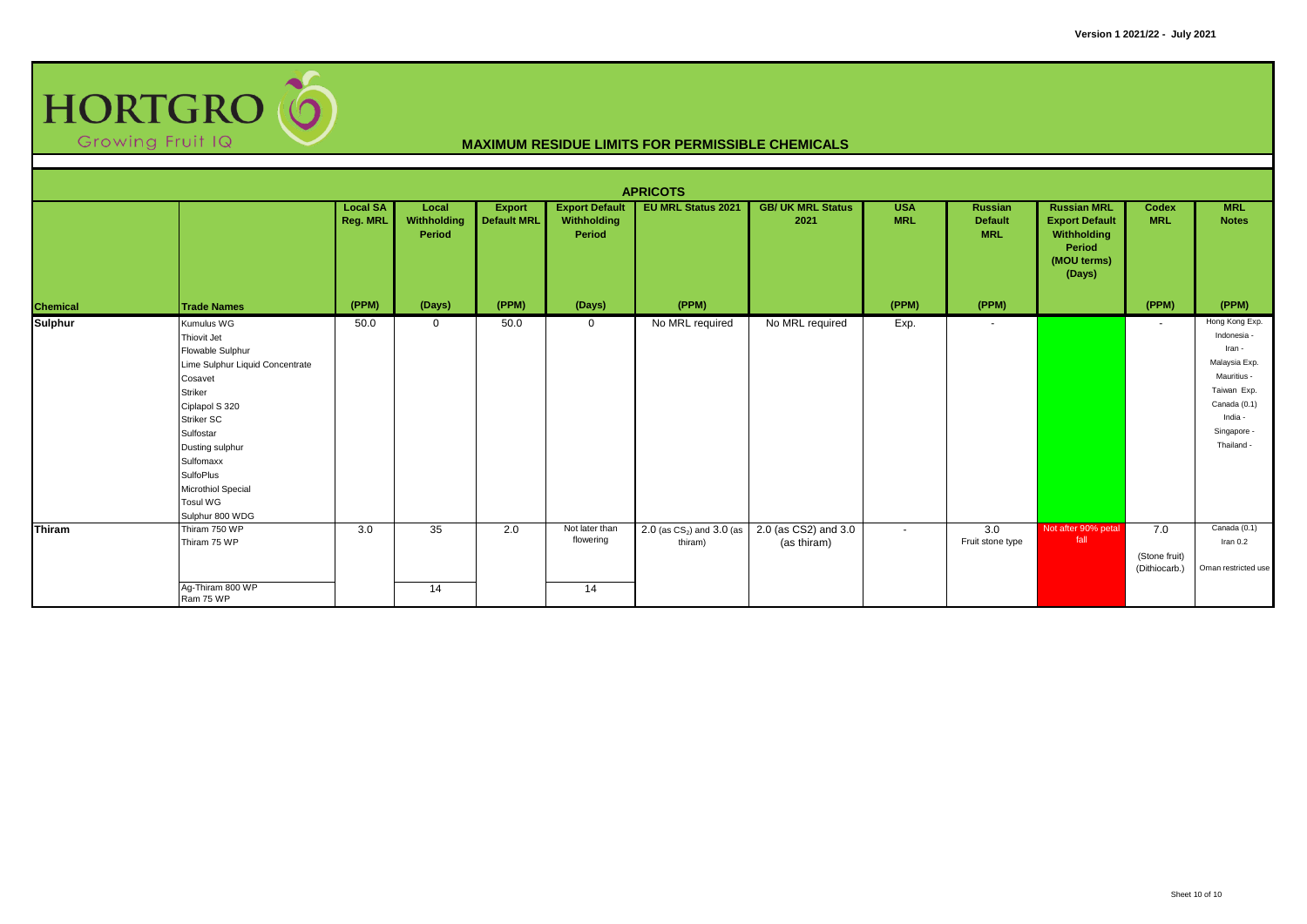HORTGRO Growing Fruit IQ

# MAXIMUM RESIDUE LIMITS FOR PERMISSIBLE CHEMICALS

## APRICOTS

| Chemical | Trade Names | Local SA Reg. MRL (PPM) | Local Withholding Period (Days) | Export Default MRL (PPM) | Export Default Withholding Period (Days) | EU MRL Status 2021 (PPM) | GB/ UK MRL Status 2021 | USA MRL (PPM) | Russian Default MRL (PPM) | Russian MRL Export Default Withholding Period (MOU terms) (Days) | Codex MRL (PPM) | MRL Notes (PPM) |
|---|---|---|---|---|---|---|---|---|---|---|---|---|
| **Sulphur** | Kumulus WG<br>Thiovit Jet<br>Flowable Sulphur<br>Lime Sulphur Liquid Concentrate<br>Cosavet<br>Striker<br>Ciplapol S 320<br>Striker SC<br>Sulfostar<br>Dusting sulphur<br>Sulfomaxx<br>SulfoPlus<br>Microthiol Special<br>Tosul WG<br>Sulphur 800 WDG | 50.0 | 0 | 50.0 | 0 | No MRL required | No MRL required | Exp. | - | | - | Hong Kong Exp.<br>Indonesia -<br>Iran -<br>Malaysia Exp.<br>Mauritius -<br>Taiwan Exp.<br>Canada (0.1)<br>India -<br>Singapore -<br>Thailand - |
| **Thiram** | Thiram 750 WP<br>Thiram 75 WP | 3.0 | 35 | 2.0 | Not later than flowering | 2.0 (as $CS_2$) and 3.0 (as thiram) | 2.0 (as CS2) and 3.0 (as thiram) | - | 3.0<br>Fruit stone type | Not after 90% petal fall | 7.0<br>(Stone fruit)<br>(Dithiocarb.) | Canada (0.1)<br>Iran 0.2<br>Oman restricted use |
| | Ag-Thiram 800 WP<br>Ram 75 WP | | 14 | | 14 | | | | | | | |